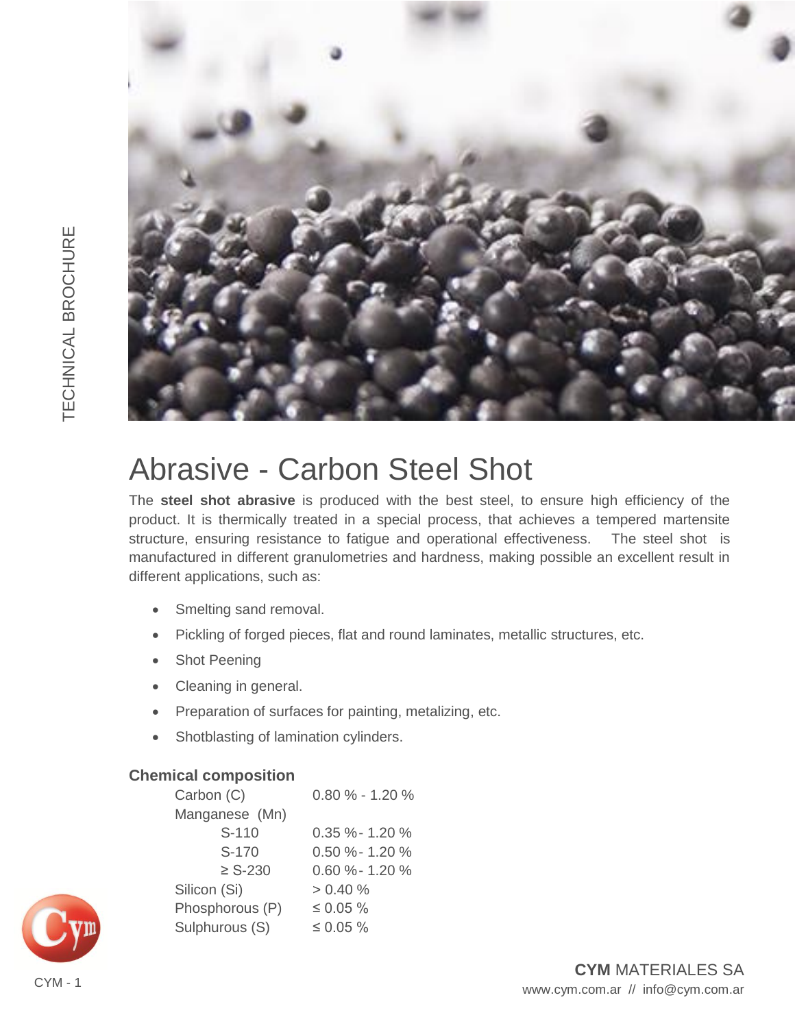# Abrasive - Carbon Steel Shot

The **steel shot abrasive** is produced with the best steel, to ensure high efficiency of the product. It is thermically treated in a special process, that achieves a tempered martensite structure, ensuring resistance to fatigue and operational effectiveness. The steel shot is manufactured in different granulometries and hardness, making possible an excellent result in different applications, such as:

- Smelting sand removal.
- Pickling of forged pieces, flat and round laminates, metallic structures, etc.
- Shot Peening
- Cleaning in general.
- Preparation of surfaces for painting, metalizing, etc.
- Shotblasting of lamination cylinders.

### Chemical composition

| | |
|---|---|
| Carbon (C) | 0.80 % - 1.20 % |
| Manganese (Mn) | |
| S-110 | 0.35 % - 1.20 % |
| S-170 | 0.50 % - 1.20 % |
| ≥ S-230 | 0.60 % - 1.20 % |
| Silicon (Si) | > 0.40 % |
| Phosphorous (P) | ≤ 0.05 % |
| Sulphurous (S) | ≤ 0.05 % |

**CYM** MATERIALES SA
www.cym.com.ar // info@cym.com.ar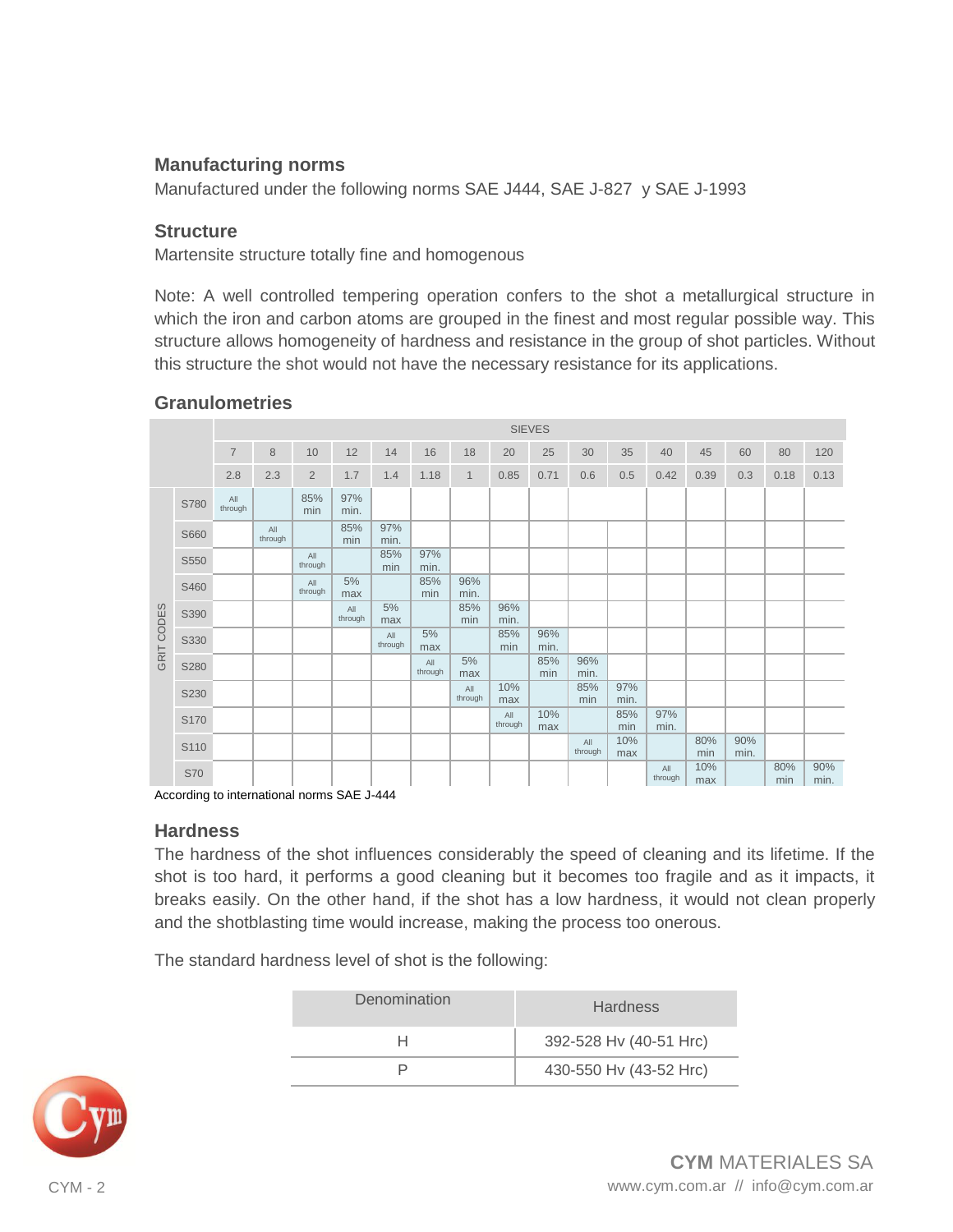### Manufacturing norms

Manufactured under the following norms SAE J444, SAE J-827 y SAE J-1993

### Structure

Martensite structure totally fine and homogenous

Note: A well controlled tempering operation confers to the shot a metallurgical structure in which the iron and carbon atoms are grouped in the finest and most regular possible way. This structure allows homogeneity of hardness and resistance in the group of shot particles. Without this structure the shot would not have the necessary resistance for its applications.

### Granulometries

| | | SIEVES | | | | | | | | | | | | | | | |
|---|---|---|---|---|---|---|---|---|---|---|---|---|---|---|---|---|---|
| | | 7 | 8 | 10 | 12 | 14 | 16 | 18 | 20 | 25 | 30 | 35 | 40 | 45 | 60 | 80 | 120 |
| | | 2.8 | 2.3 | 2 | 1.7 | 1.4 | 1.18 | 1 | 0.85 | 0.71 | 0.6 | 0.5 | 0.42 | 0.39 | 0.3 | 0.18 | 0.13 |
| GRIT CODES | S780 | All through | | 85% min | 97% min. | | | | | | | | | | | | |
| | S660 | | All through | | 85% min | 97% min. | | | | | | | | | | | |
| | S550 | | | All through | | 85% min | 97% min. | | | | | | | | | | |
| | S460 | | | All through | 5% max | | 85% min | 96% min. | | | | | | | | | |
| | S390 | | | | All through | 5% max | | 85% min | 96% min. | | | | | | | | |
| | S330 | | | | | All through | 5% max | | 85% min | 96% min. | | | | | | | |
| | S280 | | | | | | All through | 5% max | | 85% min | 96% min. | | | | | | |
| | S230 | | | | | | | All through | 10% max | | 85% min | 97% min. | | | | | |
| | S170 | | | | | | | | All through | 10% max | | 85% min | 97% min. | | | | |
| | S110 | | | | | | | | | | All through | 10% max | | 80% min | 90% min. | | |
| | S70 | | | | | | | | | | | | All through | 10% max | | 80% min | 90% min. |

According to international norms SAE J-444

### Hardness

The hardness of the shot influences considerably the speed of cleaning and its lifetime. If the shot is too hard, it performs a good cleaning but it becomes too fragile and as it impacts, it breaks easily. On the other hand, if the shot has a low hardness, it would not clean properly and the shotblasting time would increase, making the process too onerous.

The standard hardness level of shot is the following:

| Denomination | Hardness |
|---|---|
| H | 392-528 Hv (40-51 Hrc) |
| P | 430-550 Hv (43-52 Hrc) |

**CYM** MATERIALES SA
www.cym.com.ar // info@cym.com.ar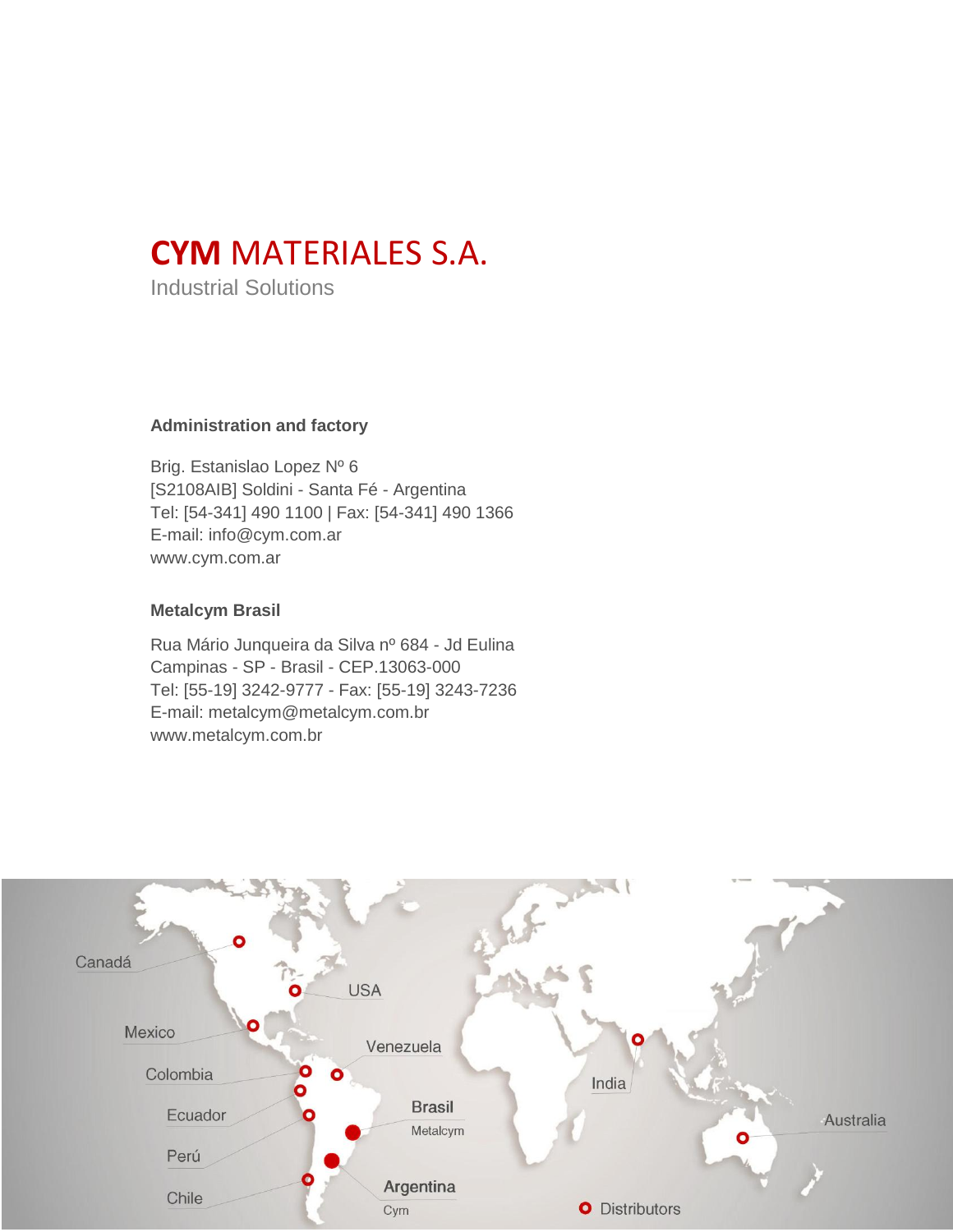# **CYM** MATERIALES S.A.

Industrial Solutions

**Administration and factory**

Brig. Estanislao Lopez Nº 6
[S2108AIB] Soldini - Santa Fé - Argentina
Tel: [54-341] 490 1100 | Fax: [54-341] 490 1366
E-mail: info@cym.com.ar
www.cym.com.ar

**Metalcym Brasil**

Rua Mário Junqueira da Silva nº 684 - Jd Eulina
Campinas - SP - Brasil - CEP.13063-000
Tel: [55-19] 3242-9777 - Fax: [55-19] 3243-7236
E-mail: metalcym@metalcym.com.br
www.metalcym.com.br

Canadá
USA
Mexico
Venezuela
Colombia
Ecuador
Perú
Chile
Brasil
Metalcym
Argentina
Cym
India
Australia
Distributors